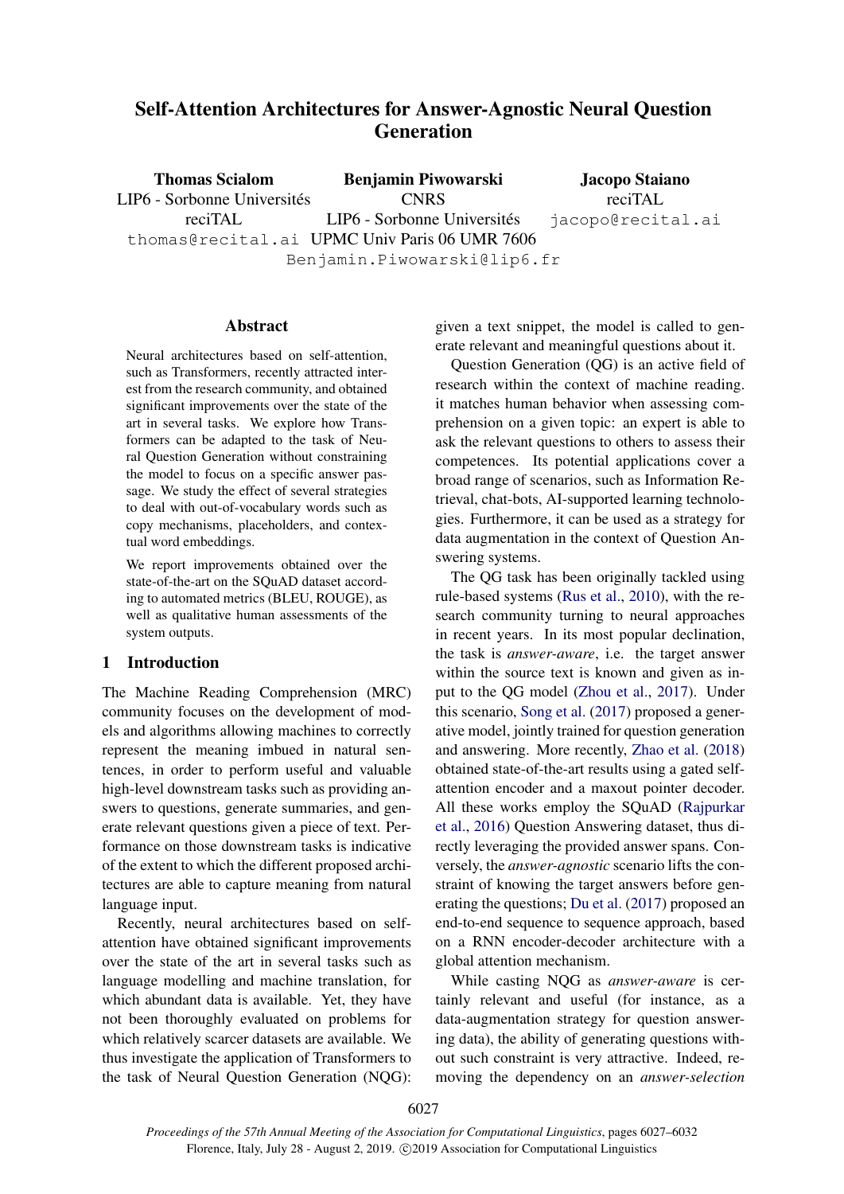# Self-Attention Architectures for Answer-Agnostic Neural Question Generation

**Thomas Scialom**
LIP6 - Sorbonne Universités
reciTAL
thomas@recital.ai

**Benjamin Piwowarski**
CNRS
LIP6 - Sorbonne Universités
UPMC Univ Paris 06 UMR 7606
Benjamin.Piwowarski@lip6.fr

**Jacopo Staiano**
reciTAL
jacopo@recital.ai

## Abstract

Neural architectures based on self-attention, such as Transformers, recently attracted interest from the research community, and obtained significant improvements over the state of the art in several tasks. We explore how Transformers can be adapted to the task of Neural Question Generation without constraining the model to focus on a specific answer passage. We study the effect of several strategies to deal with out-of-vocabulary words such as copy mechanisms, placeholders, and contextual word embeddings.

We report improvements obtained over the state-of-the-art on the SQuAD dataset according to automated metrics (BLEU, ROUGE), as well as qualitative human assessments of the system outputs.

## 1 Introduction

The Machine Reading Comprehension (MRC) community focuses on the development of models and algorithms allowing machines to correctly represent the meaning imbued in natural sentences, in order to perform useful and valuable high-level downstream tasks such as providing answers to questions, generate summaries, and generate relevant questions given a piece of text. Performance on those downstream tasks is indicative of the extent to which the different proposed architectures are able to capture meaning from natural language input.

Recently, neural architectures based on self-attention have obtained significant improvements over the state of the art in several tasks such as language modelling and machine translation, for which abundant data is available. Yet, they have not been thoroughly evaluated on problems for which relatively scarcer datasets are available. We thus investigate the application of Transformers to the task of Neural Question Generation (NQG): given a text snippet, the model is called to generate relevant and meaningful questions about it.

Question Generation (QG) is an active field of research within the context of machine reading. it matches human behavior when assessing comprehension on a given topic: an expert is able to ask the relevant questions to others to assess their competences. Its potential applications cover a broad range of scenarios, such as Information Retrieval, chat-bots, AI-supported learning technologies. Furthermore, it can be used as a strategy for data augmentation in the context of Question Answering systems.

The QG task has been originally tackled using rule-based systems (Rus et al., 2010), with the research community turning to neural approaches in recent years. In its most popular declination, the task is *answer-aware*, i.e. the target answer within the source text is known and given as input to the QG model (Zhou et al., 2017). Under this scenario, Song et al. (2017) proposed a generative model, jointly trained for question generation and answering. More recently, Zhao et al. (2018) obtained state-of-the-art results using a gated self-attention encoder and a maxout pointer decoder. All these works employ the SQuAD (Rajpurkar et al., 2016) Question Answering dataset, thus directly leveraging the provided answer spans. Conversely, the *answer-agnostic* scenario lifts the constraint of knowing the target answers before generating the questions; Du et al. (2017) proposed an end-to-end sequence to sequence approach, based on a RNN encoder-decoder architecture with a global attention mechanism.

While casting NQG as *answer-aware* is certainly relevant and useful (for instance, as a data-augmentation strategy for question answering data), the ability of generating questions without such constraint is very attractive. Indeed, removing the dependency on an *answer-selection*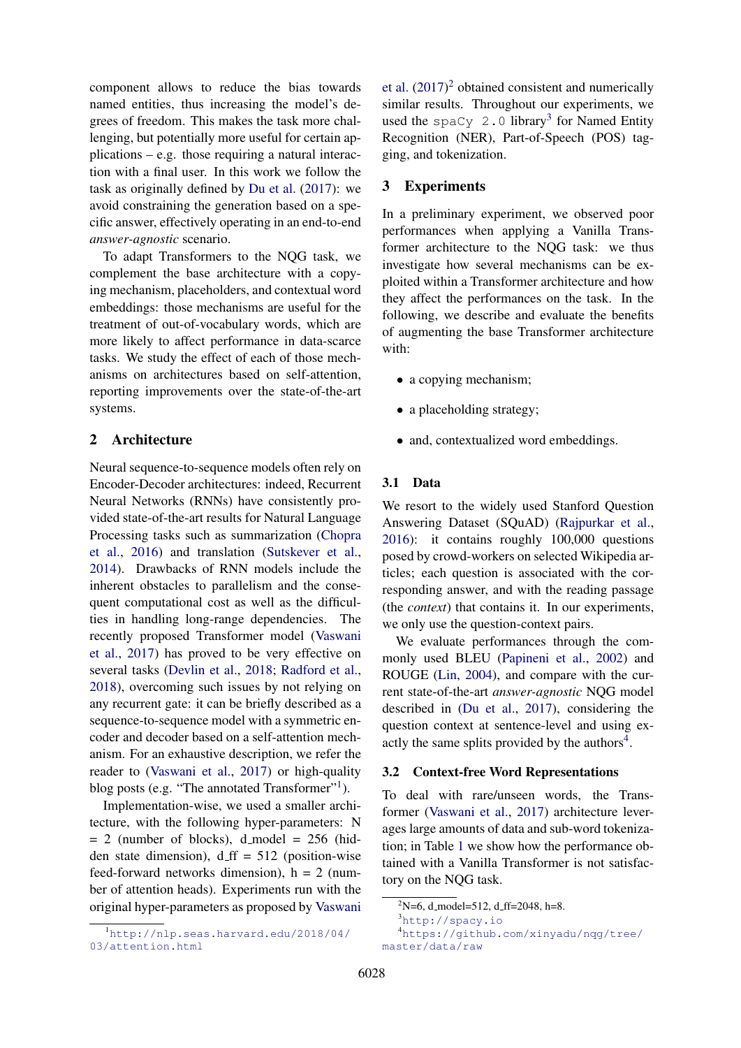component allows to reduce the bias towards named entities, thus increasing the model's degrees of freedom. This makes the task more challenging, but potentially more useful for certain applications – e.g. those requiring a natural interaction with a final user. In this work we follow the task as originally defined by Du et al. (2017): we avoid constraining the generation based on a specific answer, effectively operating in an end-to-end *answer-agnostic* scenario.

To adapt Transformers to the NQG task, we complement the base architecture with a copying mechanism, placeholders, and contextual word embeddings: those mechanisms are useful for the treatment of out-of-vocabulary words, which are more likely to affect performance in data-scarce tasks. We study the effect of each of those mechanisms on architectures based on self-attention, reporting improvements over the state-of-the-art systems.

## 2 Architecture

Neural sequence-to-sequence models often rely on Encoder-Decoder architectures: indeed, Recurrent Neural Networks (RNNs) have consistently provided state-of-the-art results for Natural Language Processing tasks such as summarization (Chopra et al., 2016) and translation (Sutskever et al., 2014). Drawbacks of RNN models include the inherent obstacles to parallelism and the consequent computational cost as well as the difficulties in handling long-range dependencies. The recently proposed Transformer model (Vaswani et al., 2017) has proved to be very effective on several tasks (Devlin et al., 2018; Radford et al., 2018), overcoming such issues by not relying on any recurrent gate: it can be briefly described as a sequence-to-sequence model with a symmetric encoder and decoder based on a self-attention mechanism. For an exhaustive description, we refer the reader to (Vaswani et al., 2017) or high-quality blog posts (e.g. "The annotated Transformer"[1]).

Implementation-wise, we used a smaller architecture, with the following hyper-parameters: N = 2 (number of blocks), d_model = 256 (hidden state dimension), d_ff = 512 (position-wise feed-forward networks dimension), h = 2 (number of attention heads). Experiments run with the original hyper-parameters as proposed by Vaswani et al. (2017)[2] obtained consistent and numerically similar results. Throughout our experiments, we used the `spaCy 2.0` library[3] for Named Entity Recognition (NER), Part-of-Speech (POS) tagging, and tokenization.

## 3 Experiments

In a preliminary experiment, we observed poor performances when applying a Vanilla Transformer architecture to the NQG task: we thus investigate how several mechanisms can be exploited within a Transformer architecture and how they affect the performances on the task. In the following, we describe and evaluate the benefits of augmenting the base Transformer architecture with:

- a copying mechanism;
- a placeholding strategy;
- and, contextualized word embeddings.

### 3.1 Data

We resort to the widely used Stanford Question Answering Dataset (SQuAD) (Rajpurkar et al., 2016): it contains roughly 100,000 questions posed by crowd-workers on selected Wikipedia articles; each question is associated with the corresponding answer, and with the reading passage (the *context*) that contains it. In our experiments, we only use the question-context pairs.

We evaluate performances through the commonly used BLEU (Papineni et al., 2002) and ROUGE (Lin, 2004), and compare with the current state-of-the-art *answer-agnostic* NQG model described in (Du et al., 2017), considering the question context at sentence-level and using exactly the same splits provided by the authors[4].

### 3.2 Context-free Word Representations

To deal with rare/unseen words, the Transformer (Vaswani et al., 2017) architecture leverages large amounts of data and sub-word tokenization; in Table 1 we show how the performance obtained with a Vanilla Transformer is not satisfactory on the NQG task.

[1] http://nlp.seas.harvard.edu/2018/04/03/attention.html

[2] N=6, d_model=512, d_ff=2048, h=8.

[3] http://spacy.io

[4] https://github.com/xinyadu/nqg/tree/master/data/raw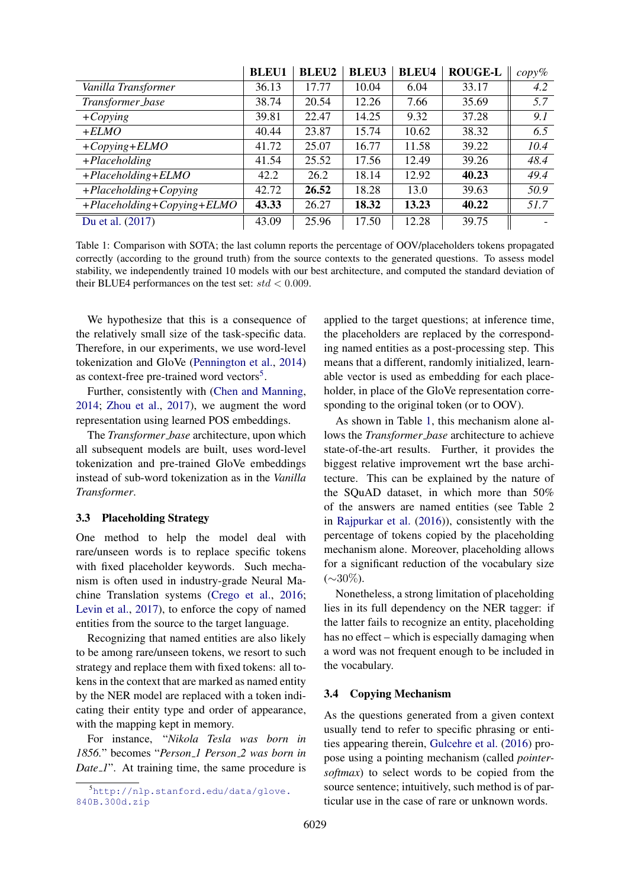| | **BLEU1** | **BLEU2** | **BLEU3** | **BLEU4** | **ROUGE-L** | *copy%* |
|---|---|---|---|---|---|---|
| *Vanilla Transformer* | 36.13 | 17.77 | 10.04 | 6.04 | 33.17 | *4.2* |
| *Transformer_base* | 38.74 | 20.54 | 12.26 | 7.66 | 35.69 | *5.7* |
| *+Copying* | 39.81 | 22.47 | 14.25 | 9.32 | 37.28 | *9.1* |
| *+ELMO* | 40.44 | 23.87 | 15.74 | 10.62 | 38.32 | *6.5* |
| *+Copying+ELMO* | 41.72 | 25.07 | 16.77 | 11.58 | 39.22 | *10.4* |
| *+Placeholding* | 41.54 | 25.52 | 17.56 | 12.49 | 39.26 | *48.4* |
| *+Placeholding+ELMO* | 42.2 | 26.2 | 18.14 | 12.92 | **40.23** | *49.4* |
| *+Placeholding+Copying* | 42.72 | **26.52** | 18.28 | 13.0 | 39.63 | *50.9* |
| *+Placeholding+Copying+ELMO* | **43.33** | 26.27 | **18.32** | **13.23** | **40.22** | *51.7* |
| Du et al. (2017) | 43.09 | 25.96 | 17.50 | 12.28 | 39.75 | - |

Table 1: Comparison with SOTA; the last column reports the percentage of OOV/placeholders tokens propagated correctly (according to the ground truth) from the source contexts to the generated questions. To assess model stability, we independently trained 10 models with our best architecture, and computed the standard deviation of their BLUE4 performances on the test set: $std < 0.009$.

We hypothesize that this is a consequence of the relatively small size of the task-specific data. Therefore, in our experiments, we use word-level tokenization and GloVe (Pennington et al., 2014) as context-free pre-trained word vectors[5].

Further, consistently with (Chen and Manning, 2014; Zhou et al., 2017), we augment the word representation using learned POS embeddings.

The *Transformer_base* architecture, upon which all subsequent models are built, uses word-level tokenization and pre-trained GloVe embeddings instead of sub-word tokenization as in the *Vanilla Transformer*.

### 3.3 Placeholding Strategy

One method to help the model deal with rare/unseen words is to replace specific tokens with fixed placeholder keywords. Such mechanism is often used in industry-grade Neural Machine Translation systems (Crego et al., 2016; Levin et al., 2017), to enforce the copy of named entities from the source to the target language.

Recognizing that named entities are also likely to be among rare/unseen tokens, we resort to such strategy and replace them with fixed tokens: all tokens in the context that are marked as named entity by the NER model are replaced with a token indicating their entity type and order of appearance, with the mapping kept in memory.

For instance, "*Nikola Tesla was born in 1856.*" becomes "*Person_1 Person_2 was born in Date_1*". At training time, the same procedure is applied to the target questions; at inference time, the placeholders are replaced by the corresponding named entities as a post-processing step. This means that a different, randomly initialized, learnable vector is used as embedding for each placeholder, in place of the GloVe representation corresponding to the original token (or to OOV).

As shown in Table 1, this mechanism alone allows the *Transformer_base* architecture to achieve state-of-the-art results. Further, it provides the biggest relative improvement wrt the base architecture. This can be explained by the nature of the SQuAD dataset, in which more than 50% of the answers are named entities (see Table 2 in Rajpurkar et al. (2016)), consistently with the percentage of tokens copied by the placeholding mechanism alone. Moreover, placeholding allows for a significant reduction of the vocabulary size ($\sim$30%).

Nonetheless, a strong limitation of placeholding lies in its full dependency on the NER tagger: if the latter fails to recognize an entity, placeholding has no effect – which is especially damaging when a word was not frequent enough to be included in the vocabulary.

### 3.4 Copying Mechanism

As the questions generated from a given context usually tend to refer to specific phrasing or entities appearing therein, Gulcehre et al. (2016) propose using a pointing mechanism (called *pointer-softmax*) to select words to be copied from the source sentence; intuitively, such method is of particular use in the case of rare or unknown words.

[5] http://nlp.stanford.edu/data/glove.840B.300d.zip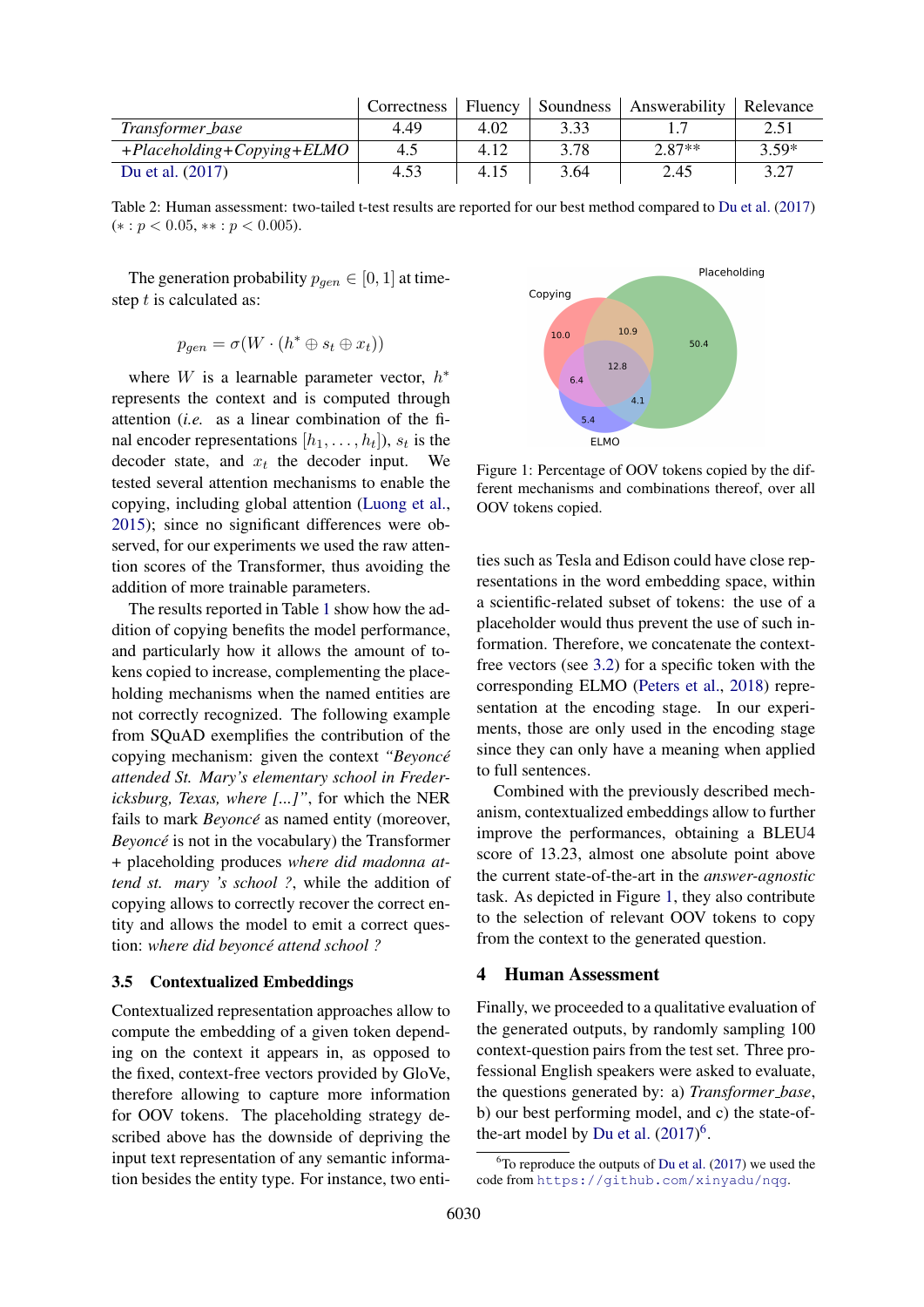|  | Correctness | Fluency | Soundness | Answerability | Relevance |
|---|---|---|---|---|---|
| *Transformer_base* | 4.49 | 4.02 | 3.33 | 1.7 | 2.51 |
| *+Placeholding+Copying+ELMO* | 4.5 | 4.12 | 3.78 | 2.87** | 3.59* |
| Du et al. (2017) | 4.53 | 4.15 | 3.64 | 2.45 | 3.27 |

Table 2: Human assessment: two-tailed t-test results are reported for our best method compared to Du et al. (2017) ($*: p < 0.05$, $**: p < 0.005$).

The generation probability $p_{gen} \in [0, 1]$ at time-step $t$ is calculated as:

$$p_{gen} = \sigma(W \cdot (h^* \oplus s_t \oplus x_t))$$

where $W$ is a learnable parameter vector, $h^*$ represents the context and is computed through attention (*i.e.* as a linear combination of the final encoder representations $[h_1, \ldots, h_t]$), $s_t$ is the decoder state, and $x_t$ the decoder input. We tested several attention mechanisms to enable the copying, including global attention (Luong et al., 2015); since no significant differences were observed, for our experiments we used the raw attention scores of the Transformer, thus avoiding the addition of more trainable parameters.

The results reported in Table 1 show how the addition of copying benefits the model performance, and particularly how it allows the amount of tokens copied to increase, complementing the placeholding mechanisms when the named entities are not correctly recognized. The following example from SQuAD exemplifies the contribution of the copying mechanism: given the context *"Beyoncé attended St. Mary's elementary school in Fredericksburg, Texas, where [...]"*, for which the NER fails to mark *Beyoncé* as named entity (moreover, *Beyoncé* is not in the vocabulary) the Transformer + placeholding produces *where did madonna attend st. mary 's school ?*, while the addition of copying allows to correctly recover the correct entity and allows the model to emit a correct question: *where did beyoncé attend school ?*

### 3.5 Contextualized Embeddings

Contextualized representation approaches allow to compute the embedding of a given token depending on the context it appears in, as opposed to the fixed, context-free vectors provided by GloVe, therefore allowing to capture more information for OOV tokens. The placeholding strategy described above has the downside of depriving the input text representation of any semantic information besides the entity type. For instance, two entities such as Tesla and Edison could have close representations in the word embedding space, within a scientific-related subset of tokens: the use of a placeholder would thus prevent the use of such information. Therefore, we concatenate the context-free vectors (see 3.2) for a specific token with the corresponding ELMO (Peters et al., 2018) representation at the encoding stage. In our experiments, those are only used in the encoding stage since they can only have a meaning when applied to full sentences.

Figure 1: Percentage of OOV tokens copied by the different mechanisms and combinations thereof, over all OOV tokens copied.

Combined with the previously described mechanism, contextualized embeddings allow to further improve the performances, obtaining a BLEU4 score of 13.23, almost one absolute point above the current state-of-the-art in the *answer-agnostic* task. As depicted in Figure 1, they also contribute to the selection of relevant OOV tokens to copy from the context to the generated question.

## 4 Human Assessment

Finally, we proceeded to a qualitative evaluation of the generated outputs, by randomly sampling 100 context-question pairs from the test set. Three professional English speakers were asked to evaluate, the questions generated by: a) *Transformer_base*, b) our best performing model, and c) the state-of-the-art model by Du et al. (2017)[6].

[6] To reproduce the outputs of Du et al. (2017) we used the code from https://github.com/xinyadu/nqg.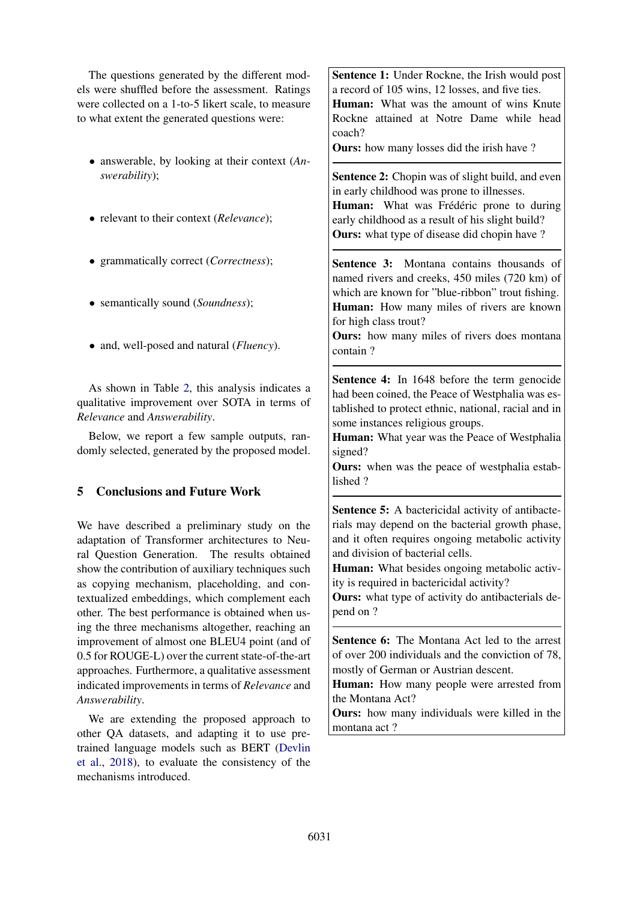The questions generated by the different models were shuffled before the assessment. Ratings were collected on a 1-to-5 likert scale, to measure to what extent the generated questions were:

- answerable, by looking at their context (*Answerability*);
- relevant to their context (*Relevance*);
- grammatically correct (*Correctness*);
- semantically sound (*Soundness*);
- and, well-posed and natural (*Fluency*).

As shown in Table 2, this analysis indicates a qualitative improvement over SOTA in terms of *Relevance* and *Answerability*.

Below, we report a few sample outputs, randomly selected, generated by the proposed model.

**Sentence 1:** Under Rockne, the Irish would post a record of 105 wins, 12 losses, and five ties.
**Human:** What was the amount of wins Knute Rockne attained at Notre Dame while head coach?
**Ours:** how many losses did the irish have ?

**Sentence 2:** Chopin was of slight build, and even in early childhood was prone to illnesses.
**Human:** What was Frédéric prone to during early childhood as a result of his slight build?
**Ours:** what type of disease did chopin have ?

**Sentence 3:** Montana contains thousands of named rivers and creeks, 450 miles (720 km) of which are known for "blue-ribbon" trout fishing.
**Human:** How many miles of rivers are known for high class trout?
**Ours:** how many miles of rivers does montana contain ?

**Sentence 4:** In 1648 before the term genocide had been coined, the Peace of Westphalia was established to protect ethnic, national, racial and in some instances religious groups.
**Human:** What year was the Peace of Westphalia signed?
**Ours:** when was the peace of westphalia established ?

**Sentence 5:** A bactericidal activity of antibacterials may depend on the bacterial growth phase, and it often requires ongoing metabolic activity and division of bacterial cells.
**Human:** What besides ongoing metabolic activity is required in bactericidal activity?
**Ours:** what type of activity do antibacterials depend on ?

**Sentence 6:** The Montana Act led to the arrest of over 200 individuals and the conviction of 78, mostly of German or Austrian descent.
**Human:** How many people were arrested from the Montana Act?
**Ours:** how many individuals were killed in the montana act ?

## 5 Conclusions and Future Work

We have described a preliminary study on the adaptation of Transformer architectures to Neural Question Generation. The results obtained show the contribution of auxiliary techniques such as copying mechanism, placeholding, and contextualized embeddings, which complement each other. The best performance is obtained when using the three mechanisms altogether, reaching an improvement of almost one BLEU4 point (and of 0.5 for ROUGE-L) over the current state-of-the-art approaches. Furthermore, a qualitative assessment indicated improvements in terms of *Relevance* and *Answerability*.

We are extending the proposed approach to other QA datasets, and adapting it to use pre-trained language models such as BERT (Devlin et al., 2018), to evaluate the consistency of the mechanisms introduced.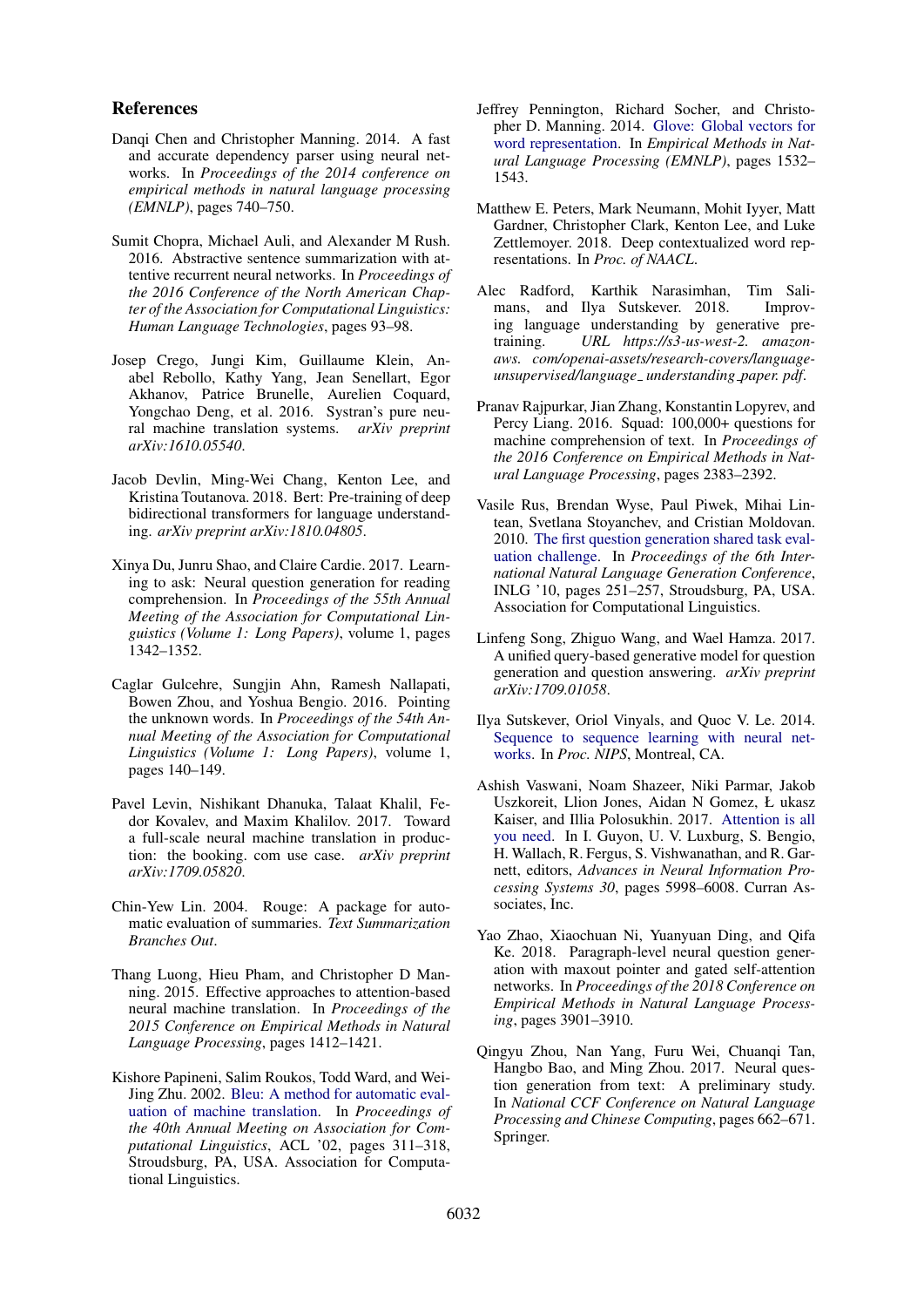## References

Danqi Chen and Christopher Manning. 2014. A fast and accurate dependency parser using neural networks. In *Proceedings of the 2014 conference on empirical methods in natural language processing (EMNLP)*, pages 740–750.

Sumit Chopra, Michael Auli, and Alexander M Rush. 2016. Abstractive sentence summarization with attentive recurrent neural networks. In *Proceedings of the 2016 Conference of the North American Chapter of the Association for Computational Linguistics: Human Language Technologies*, pages 93–98.

Josep Crego, Jungi Kim, Guillaume Klein, Anabel Rebollo, Kathy Yang, Jean Senellart, Egor Akhanov, Patrice Brunelle, Aurelien Coquard, Yongchao Deng, et al. 2016. Systran's pure neural machine translation systems. *arXiv preprint arXiv:1610.05540*.

Jacob Devlin, Ming-Wei Chang, Kenton Lee, and Kristina Toutanova. 2018. Bert: Pre-training of deep bidirectional transformers for language understanding. *arXiv preprint arXiv:1810.04805*.

Xinya Du, Junru Shao, and Claire Cardie. 2017. Learning to ask: Neural question generation for reading comprehension. In *Proceedings of the 55th Annual Meeting of the Association for Computational Linguistics (Volume 1: Long Papers)*, volume 1, pages 1342–1352.

Caglar Gulcehre, Sungjin Ahn, Ramesh Nallapati, Bowen Zhou, and Yoshua Bengio. 2016. Pointing the unknown words. In *Proceedings of the 54th Annual Meeting of the Association for Computational Linguistics (Volume 1: Long Papers)*, volume 1, pages 140–149.

Pavel Levin, Nishikant Dhanuka, Talaat Khalil, Fedor Kovalev, and Maxim Khalilov. 2017. Toward a full-scale neural machine translation in production: the booking. com use case. *arXiv preprint arXiv:1709.05820*.

Chin-Yew Lin. 2004. Rouge: A package for automatic evaluation of summaries. *Text Summarization Branches Out*.

Thang Luong, Hieu Pham, and Christopher D Manning. 2015. Effective approaches to attention-based neural machine translation. In *Proceedings of the 2015 Conference on Empirical Methods in Natural Language Processing*, pages 1412–1421.

Kishore Papineni, Salim Roukos, Todd Ward, and Wei-Jing Zhu. 2002. Bleu: A method for automatic evaluation of machine translation. In *Proceedings of the 40th Annual Meeting on Association for Computational Linguistics*, ACL '02, pages 311–318, Stroudsburg, PA, USA. Association for Computational Linguistics.

Jeffrey Pennington, Richard Socher, and Christopher D. Manning. 2014. Glove: Global vectors for word representation. In *Empirical Methods in Natural Language Processing (EMNLP)*, pages 1532–1543.

Matthew E. Peters, Mark Neumann, Mohit Iyyer, Matt Gardner, Christopher Clark, Kenton Lee, and Luke Zettlemoyer. 2018. Deep contextualized word representations. In *Proc. of NAACL*.

Alec Radford, Karthik Narasimhan, Tim Salimans, and Ilya Sutskever. 2018. Improving language understanding by generative pre-training. *URL https://s3-us-west-2. amazonaws. com/openai-assets/research-covers/language-unsupervised/language_understanding_paper. pdf*.

Pranav Rajpurkar, Jian Zhang, Konstantin Lopyrev, and Percy Liang. 2016. Squad: 100,000+ questions for machine comprehension of text. In *Proceedings of the 2016 Conference on Empirical Methods in Natural Language Processing*, pages 2383–2392.

Vasile Rus, Brendan Wyse, Paul Piwek, Mihai Lintean, Svetlana Stoyanchev, and Cristian Moldovan. 2010. The first question generation shared task evaluation challenge. In *Proceedings of the 6th International Natural Language Generation Conference*, INLG '10, pages 251–257, Stroudsburg, PA, USA. Association for Computational Linguistics.

Linfeng Song, Zhiguo Wang, and Wael Hamza. 2017. A unified query-based generative model for question generation and question answering. *arXiv preprint arXiv:1709.01058*.

Ilya Sutskever, Oriol Vinyals, and Quoc V. Le. 2014. Sequence to sequence learning with neural networks. In *Proc. NIPS*, Montreal, CA.

Ashish Vaswani, Noam Shazeer, Niki Parmar, Jakob Uszkoreit, Llion Jones, Aidan N Gomez, Ł ukasz Kaiser, and Illia Polosukhin. 2017. Attention is all you need. In I. Guyon, U. V. Luxburg, S. Bengio, H. Wallach, R. Fergus, S. Vishwanathan, and R. Garnett, editors, *Advances in Neural Information Processing Systems 30*, pages 5998–6008. Curran Associates, Inc.

Yao Zhao, Xiaochuan Ni, Yuanyuan Ding, and Qifa Ke. 2018. Paragraph-level neural question generation with maxout pointer and gated self-attention networks. In *Proceedings of the 2018 Conference on Empirical Methods in Natural Language Processing*, pages 3901–3910.

Qingyu Zhou, Nan Yang, Furu Wei, Chuanqi Tan, Hangbo Bao, and Ming Zhou. 2017. Neural question generation from text: A preliminary study. In *National CCF Conference on Natural Language Processing and Chinese Computing*, pages 662–671. Springer.